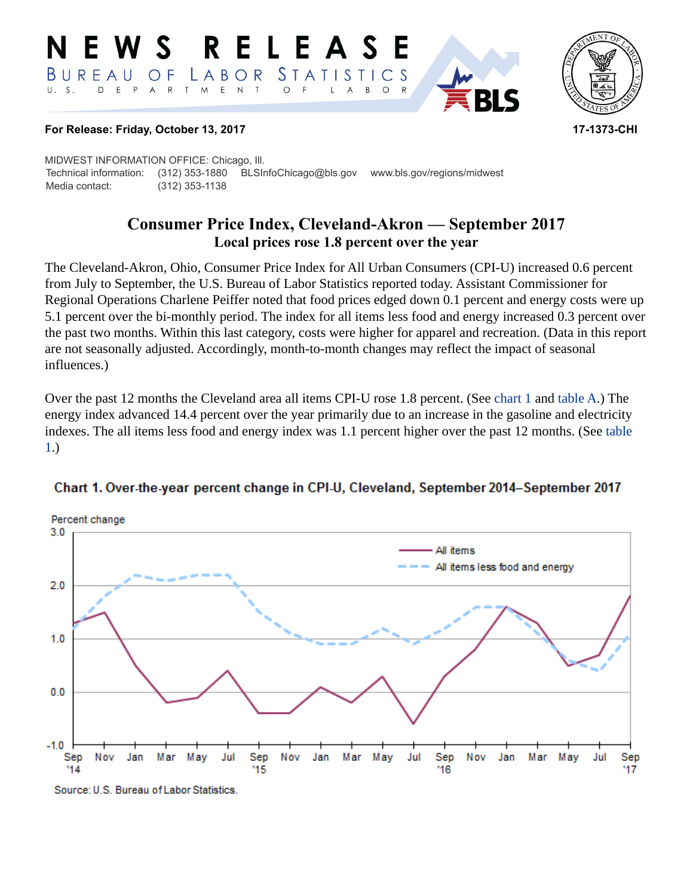# NEWS RELEASE

BUREAU OF LABOR STATISTICS

U. S. DEPARTMENT OF LABOR

**For Release: Friday, October 13, 2017** **17-1373-CHI**

MIDWEST INFORMATION OFFICE: Chicago, Ill.
Technical information: (312) 353-1880 BLSInfoChicago@bls.gov www.bls.gov/regions/midwest
Media contact: (312) 353-1138

## Consumer Price Index, Cleveland-Akron — September 2017

### Local prices rose 1.8 percent over the year

The Cleveland-Akron, Ohio, Consumer Price Index for All Urban Consumers (CPI-U) increased 0.6 percent from July to September, the U.S. Bureau of Labor Statistics reported today. Assistant Commissioner for Regional Operations Charlene Peiffer noted that food prices edged down 0.1 percent and energy costs were up 5.1 percent over the bi-monthly period. The index for all items less food and energy increased 0.3 percent over the past two months. Within this last category, costs were higher for apparel and recreation. (Data in this report are not seasonally adjusted. Accordingly, month-to-month changes may reflect the impact of seasonal influences.)

Over the past 12 months the Cleveland area all items CPI-U rose 1.8 percent. (See chart 1 and table A.) The energy index advanced 14.4 percent over the year primarily due to an increase in the gasoline and electricity indexes. The all items less food and energy index was 1.1 percent higher over the past 12 months. (See table 1.)

**Chart 1. Over-the-year percent change in CPI-U, Cleveland, September 2014–September 2017**

Source: U.S. Bureau of Labor Statistics.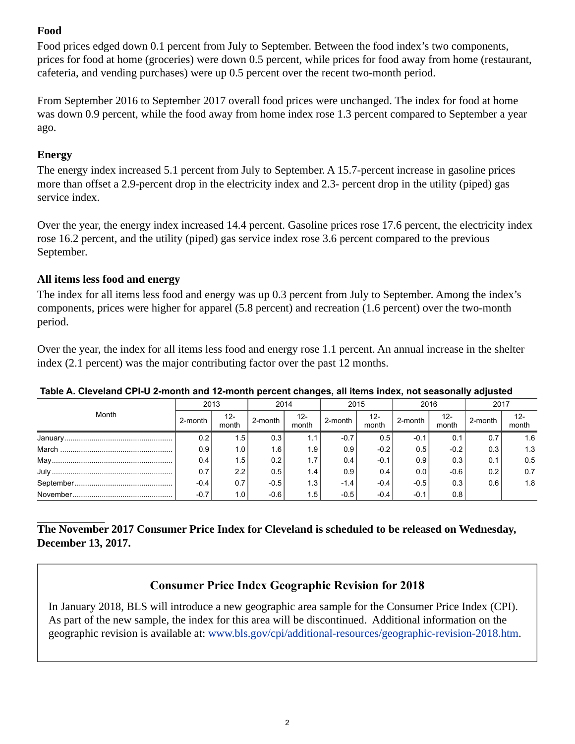### Food

Food prices edged down 0.1 percent from July to September. Between the food index's two components, prices for food at home (groceries) were down 0.5 percent, while prices for food away from home (restaurant, cafeteria, and vending purchases) were up 0.5 percent over the recent two-month period.

From September 2016 to September 2017 overall food prices were unchanged. The index for food at home was down 0.9 percent, while the food away from home index rose 1.3 percent compared to September a year ago.

### Energy

The energy index increased 5.1 percent from July to September. A 15.7-percent increase in gasoline prices more than offset a 2.9-percent drop in the electricity index and 2.3- percent drop in the utility (piped) gas service index.

Over the year, the energy index increased 14.4 percent. Gasoline prices rose 17.6 percent, the electricity index rose 16.2 percent, and the utility (piped) gas service index rose 3.6 percent compared to the previous September.

### All items less food and energy

The index for all items less food and energy was up 0.3 percent from July to September. Among the index's components, prices were higher for apparel (5.8 percent) and recreation (1.6 percent) over the two-month period.

Over the year, the index for all items less food and energy rose 1.1 percent. An annual increase in the shelter index (2.1 percent) was the major contributing factor over the past 12 months.

**Table A. Cleveland CPI-U 2-month and 12-month percent changes, all items index, not seasonally adjusted**

| Month | 2013 | | 2014 | | 2015 | | 2016 | | 2017 | |
|---|---|---|---|---|---|---|---|---|---|---|
| | 2-month | 12-month | 2-month | 12-month | 2-month | 12-month | 2-month | 12-month | 2-month | 12-month |
| January | 0.2 | 1.5 | 0.3 | 1.1 | -0.7 | 0.5 | -0.1 | 0.1 | 0.7 | 1.6 |
| March | 0.9 | 1.0 | 1.6 | 1.9 | 0.9 | -0.2 | 0.5 | -0.2 | 0.3 | 1.3 |
| May | 0.4 | 1.5 | 0.2 | 1.7 | 0.4 | -0.1 | 0.9 | 0.3 | 0.1 | 0.5 |
| July | 0.7 | 2.2 | 0.5 | 1.4 | 0.9 | 0.4 | 0.0 | -0.6 | 0.2 | 0.7 |
| September | -0.4 | 0.7 | -0.5 | 1.3 | -1.4 | -0.4 | -0.5 | 0.3 | 0.6 | 1.8 |
| November | -0.7 | 1.0 | -0.6 | 1.5 | -0.5 | -0.4 | -0.1 | 0.8 | | |

**The November 2017 Consumer Price Index for Cleveland is scheduled to be released on Wednesday, December 13, 2017.**

### Consumer Price Index Geographic Revision for 2018

In January 2018, BLS will introduce a new geographic area sample for the Consumer Price Index (CPI). As part of the new sample, the index for this area will be discontinued. Additional information on the geographic revision is available at: www.bls.gov/cpi/additional-resources/geographic-revision-2018.htm.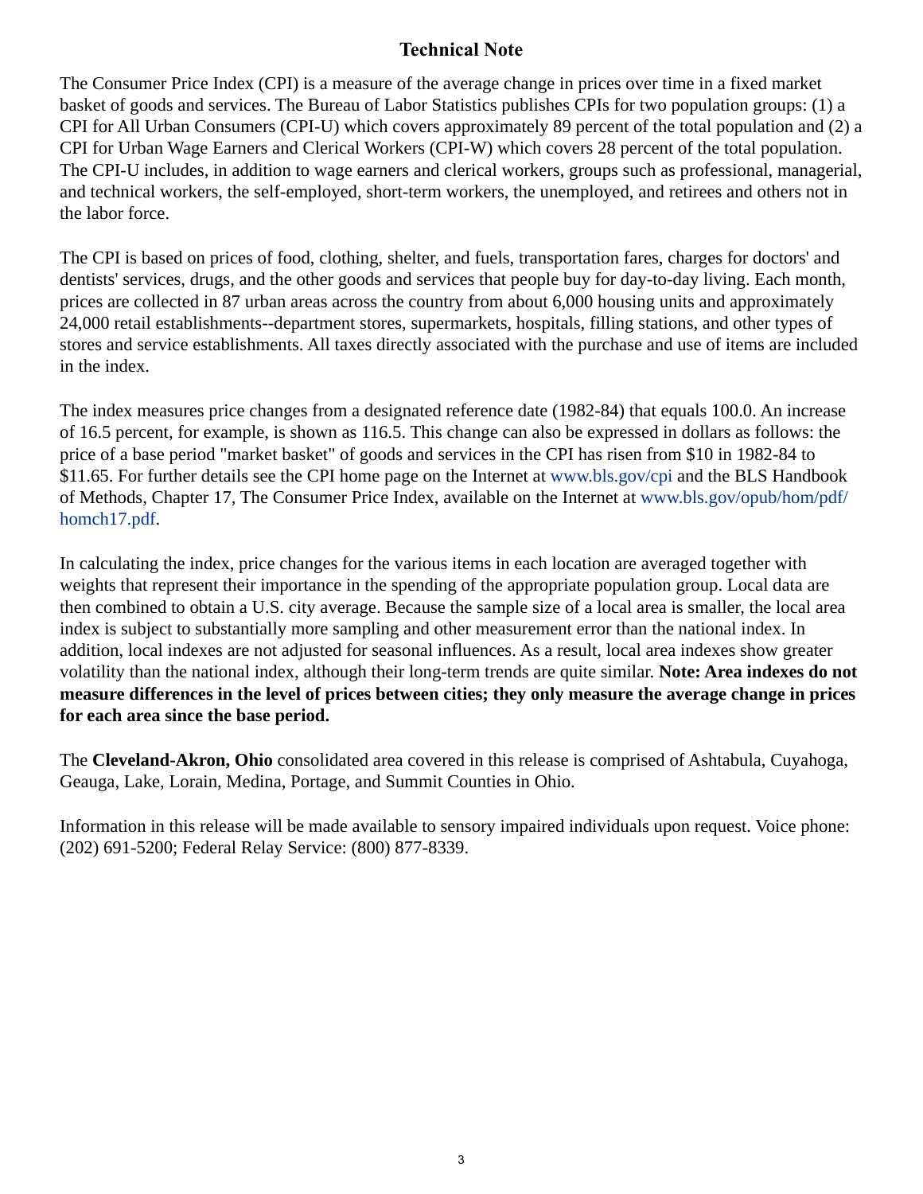## Technical Note

The Consumer Price Index (CPI) is a measure of the average change in prices over time in a fixed market basket of goods and services. The Bureau of Labor Statistics publishes CPIs for two population groups: (1) a CPI for All Urban Consumers (CPI-U) which covers approximately 89 percent of the total population and (2) a CPI for Urban Wage Earners and Clerical Workers (CPI-W) which covers 28 percent of the total population. The CPI-U includes, in addition to wage earners and clerical workers, groups such as professional, managerial, and technical workers, the self-employed, short-term workers, the unemployed, and retirees and others not in the labor force.

The CPI is based on prices of food, clothing, shelter, and fuels, transportation fares, charges for doctors' and dentists' services, drugs, and the other goods and services that people buy for day-to-day living. Each month, prices are collected in 87 urban areas across the country from about 6,000 housing units and approximately 24,000 retail establishments--department stores, supermarkets, hospitals, filling stations, and other types of stores and service establishments. All taxes directly associated with the purchase and use of items are included in the index.

The index measures price changes from a designated reference date (1982-84) that equals 100.0. An increase of 16.5 percent, for example, is shown as 116.5. This change can also be expressed in dollars as follows: the price of a base period "market basket" of goods and services in the CPI has risen from $10 in 1982-84 to $11.65. For further details see the CPI home page on the Internet at www.bls.gov/cpi and the BLS Handbook of Methods, Chapter 17, The Consumer Price Index, available on the Internet at www.bls.gov/opub/hom/pdf/homch17.pdf.

In calculating the index, price changes for the various items in each location are averaged together with weights that represent their importance in the spending of the appropriate population group. Local data are then combined to obtain a U.S. city average. Because the sample size of a local area is smaller, the local area index is subject to substantially more sampling and other measurement error than the national index. In addition, local indexes are not adjusted for seasonal influences. As a result, local area indexes show greater volatility than the national index, although their long-term trends are quite similar. **Note: Area indexes do not measure differences in the level of prices between cities; they only measure the average change in prices for each area since the base period.**

The **Cleveland-Akron, Ohio** consolidated area covered in this release is comprised of Ashtabula, Cuyahoga, Geauga, Lake, Lorain, Medina, Portage, and Summit Counties in Ohio.

Information in this release will be made available to sensory impaired individuals upon request. Voice phone: (202) 691-5200; Federal Relay Service: (800) 877-8339.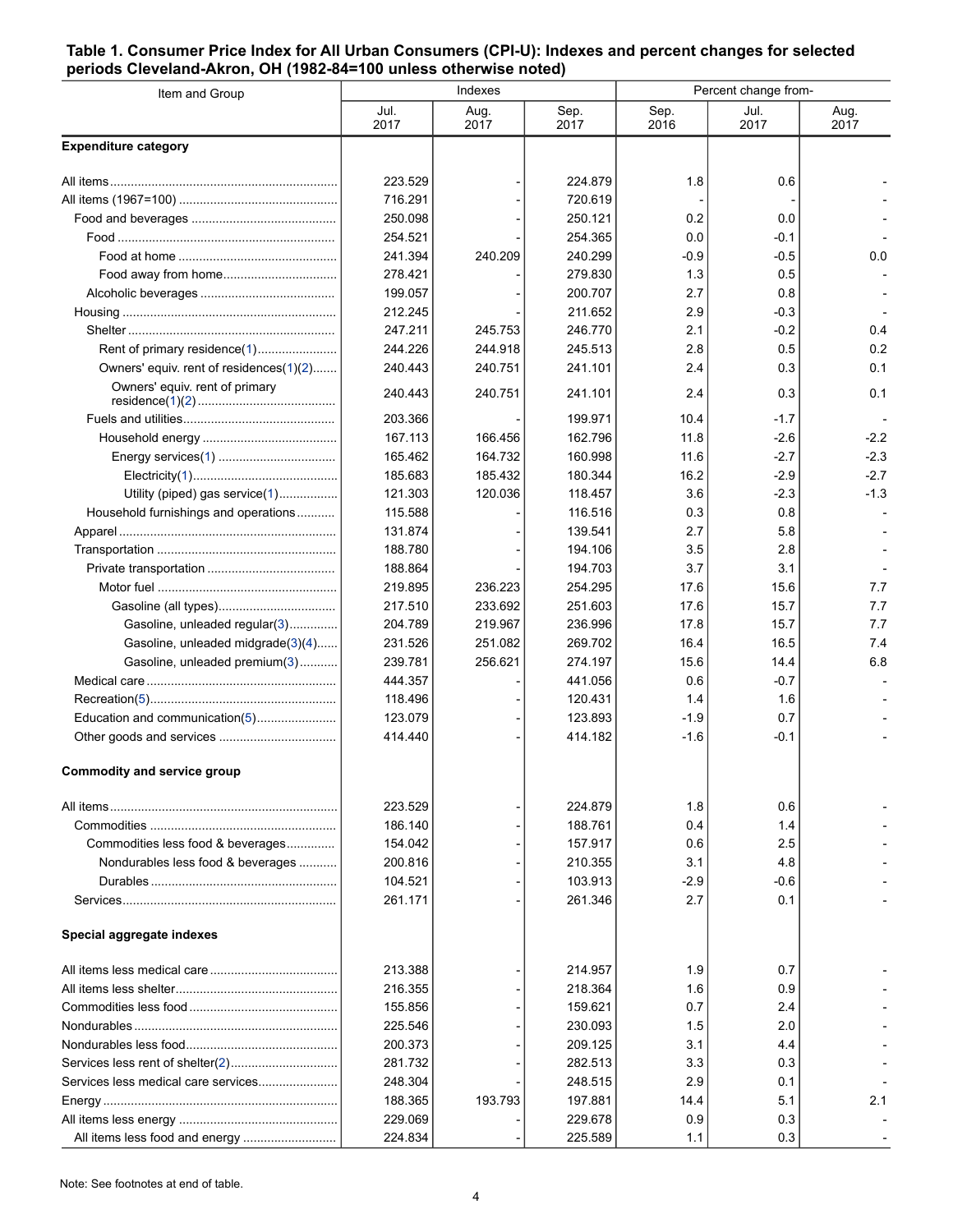**Table 1. Consumer Price Index for All Urban Consumers (CPI-U): Indexes and percent changes for selected periods Cleveland-Akron, OH (1982-84=100 unless otherwise noted)**

| Item and Group | Indexes | | | Percent change from- | | |
|---|---|---|---|---|---|---|
| | Jul. 2017 | Aug. 2017 | Sep. 2017 | Sep. 2016 | Jul. 2017 | Aug. 2017 |
| **Expenditure category** | | | | | | |
| All items | 223.529 | - | 224.879 | 1.8 | 0.6 | - |
| All items (1967=100) | 716.291 | - | 720.619 | - | - | - |
| Food and beverages | 250.098 | - | 250.121 | 0.2 | 0.0 | - |
| Food | 254.521 | - | 254.365 | 0.0 | -0.1 | - |
| Food at home | 241.394 | 240.209 | 240.299 | -0.9 | -0.5 | 0.0 |
| Food away from home | 278.421 | - | 279.830 | 1.3 | 0.5 | - |
| Alcoholic beverages | 199.057 | - | 200.707 | 2.7 | 0.8 | - |
| Housing | 212.245 | - | 211.652 | 2.9 | -0.3 | - |
| Shelter | 247.211 | 245.753 | 246.770 | 2.1 | -0.2 | 0.4 |
| Rent of primary residence(1) | 244.226 | 244.918 | 245.513 | 2.8 | 0.5 | 0.2 |
| Owners' equiv. rent of residences(1)(2) | 240.443 | 240.751 | 241.101 | 2.4 | 0.3 | 0.1 |
| Owners' equiv. rent of primary residence(1)(2) | 240.443 | 240.751 | 241.101 | 2.4 | 0.3 | 0.1 |
| Fuels and utilities | 203.366 | - | 199.971 | 10.4 | -1.7 | - |
| Household energy | 167.113 | 166.456 | 162.796 | 11.8 | -2.6 | -2.2 |
| Energy services(1) | 165.462 | 164.732 | 160.998 | 11.6 | -2.7 | -2.3 |
| Electricity(1) | 185.683 | 185.432 | 180.344 | 16.2 | -2.9 | -2.7 |
| Utility (piped) gas service(1) | 121.303 | 120.036 | 118.457 | 3.6 | -2.3 | -1.3 |
| Household furnishings and operations | 115.588 | - | 116.516 | 0.3 | 0.8 | - |
| Apparel | 131.874 | - | 139.541 | 2.7 | 5.8 | - |
| Transportation | 188.780 | - | 194.106 | 3.5 | 2.8 | - |
| Private transportation | 188.864 | - | 194.703 | 3.7 | 3.1 | - |
| Motor fuel | 219.895 | 236.223 | 254.295 | 17.6 | 15.6 | 7.7 |
| Gasoline (all types) | 217.510 | 233.692 | 251.603 | 17.6 | 15.7 | 7.7 |
| Gasoline, unleaded regular(3) | 204.789 | 219.967 | 236.996 | 17.8 | 15.7 | 7.7 |
| Gasoline, unleaded midgrade(3)(4) | 231.526 | 251.082 | 269.702 | 16.4 | 16.5 | 7.4 |
| Gasoline, unleaded premium(3) | 239.781 | 256.621 | 274.197 | 15.6 | 14.4 | 6.8 |
| Medical care | 444.357 | - | 441.056 | 0.6 | -0.7 | - |
| Recreation(5) | 118.496 | - | 120.431 | 1.4 | 1.6 | - |
| Education and communication(5) | 123.079 | - | 123.893 | -1.9 | 0.7 | - |
| Other goods and services | 414.440 | - | 414.182 | -1.6 | -0.1 | - |
| **Commodity and service group** | | | | | | |
| All items | 223.529 | - | 224.879 | 1.8 | 0.6 | - |
| Commodities | 186.140 | - | 188.761 | 0.4 | 1.4 | - |
| Commodities less food & beverages | 154.042 | - | 157.917 | 0.6 | 2.5 | - |
| Nondurables less food & beverages | 200.816 | - | 210.355 | 3.1 | 4.8 | - |
| Durables | 104.521 | - | 103.913 | -2.9 | -0.6 | - |
| Services | 261.171 | - | 261.346 | 2.7 | 0.1 | - |
| **Special aggregate indexes** | | | | | | |
| All items less medical care | 213.388 | - | 214.957 | 1.9 | 0.7 | - |
| All items less shelter | 216.355 | - | 218.364 | 1.6 | 0.9 | - |
| Commodities less food | 155.856 | - | 159.621 | 0.7 | 2.4 | - |
| Nondurables | 225.546 | - | 230.093 | 1.5 | 2.0 | - |
| Nondurables less food | 200.373 | - | 209.125 | 3.1 | 4.4 | - |
| Services less rent of shelter(2) | 281.732 | - | 282.513 | 3.3 | 0.3 | - |
| Services less medical care services | 248.304 | - | 248.515 | 2.9 | 0.1 | - |
| Energy | 188.365 | 193.793 | 197.881 | 14.4 | 5.1 | 2.1 |
| All items less energy | 229.069 | - | 229.678 | 0.9 | 0.3 | - |
| All items less food and energy | 224.834 | - | 225.589 | 1.1 | 0.3 | - |

Note: See footnotes at end of table.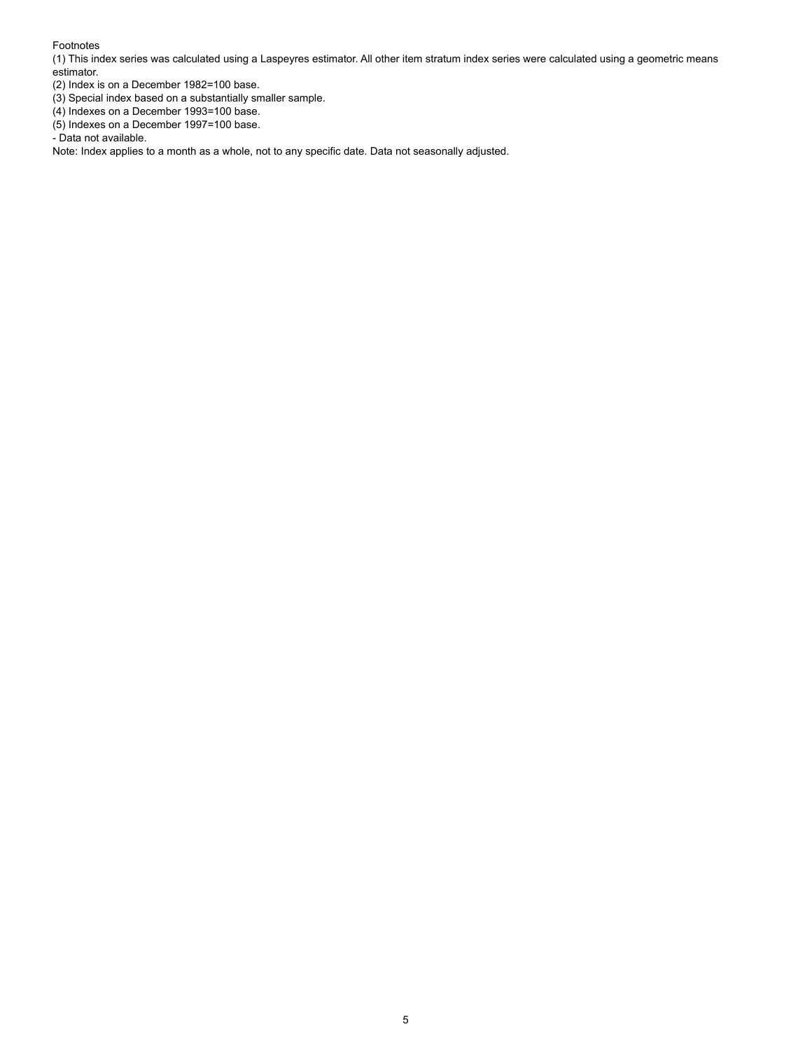Footnotes

(1) This index series was calculated using a Laspeyres estimator. All other item stratum index series were calculated using a geometric means estimator.

(2) Index is on a December 1982=100 base.

(3) Special index based on a substantially smaller sample.

(4) Indexes on a December 1993=100 base.

(5) Indexes on a December 1997=100 base.

- Data not available.

Note: Index applies to a month as a whole, not to any specific date. Data not seasonally adjusted.